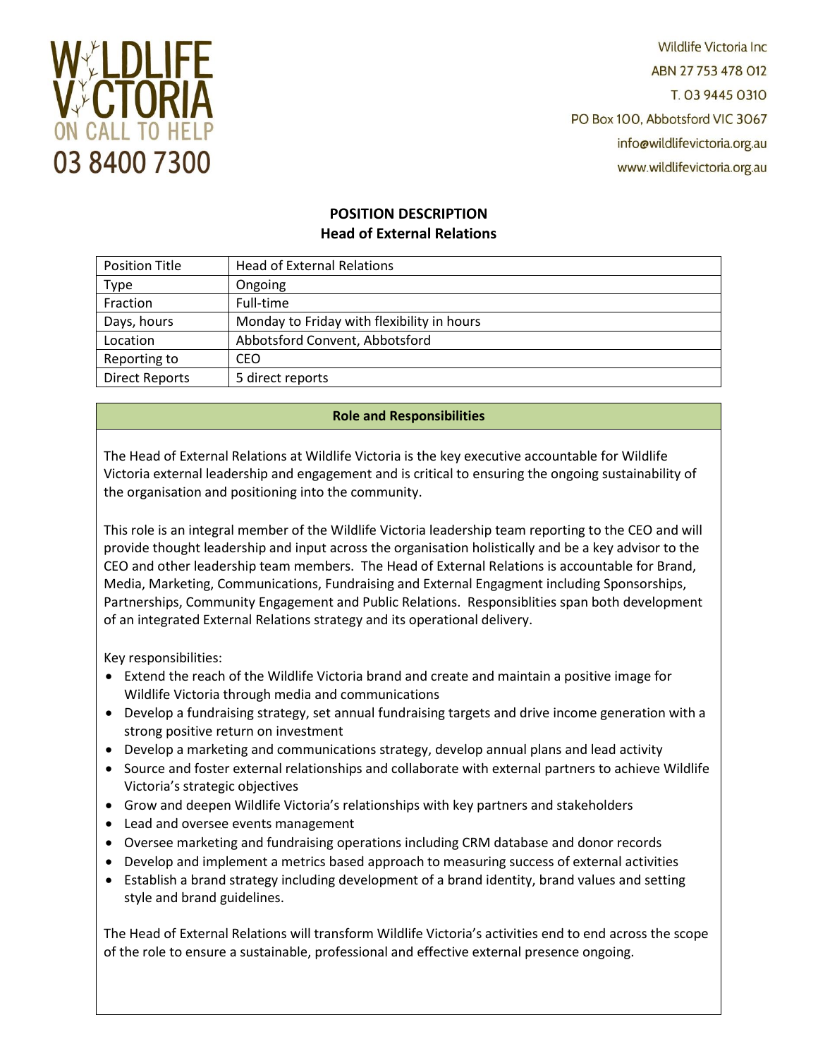WILDLIFE VICTORIA
ON CALL TO HELP
03 8400 7300

Wildlife Victoria Inc
ABN 27 753 478 012
T. 03 9445 0310
PO Box 100, Abbotsford VIC 3067
info@wildlifevictoria.org.au
www.wildlifevictoria.org.au

# POSITION DESCRIPTION
## Head of External Relations

| Position Title | Head of External Relations |
|---|---|
| Type | Ongoing |
| Fraction | Full-time |
| Days, hours | Monday to Friday with flexibility in hours |
| Location | Abbotsford Convent, Abbotsford |
| Reporting to | CEO |
| Direct Reports | 5 direct reports |

### Role and Responsibilities

The Head of External Relations at Wildlife Victoria is the key executive accountable for Wildlife Victoria external leadership and engagement and is critical to ensuring the ongoing sustainability of the organisation and positioning into the community.

This role is an integral member of the Wildlife Victoria leadership team reporting to the CEO and will provide thought leadership and input across the organisation holistically and be a key advisor to the CEO and other leadership team members. The Head of External Relations is accountable for Brand, Media, Marketing, Communications, Fundraising and External Engagment including Sponsorships, Partnerships, Community Engagement and Public Relations. Responsiblities span both development of an integrated External Relations strategy and its operational delivery.

Key responsibilities:

- Extend the reach of the Wildlife Victoria brand and create and maintain a positive image for Wildlife Victoria through media and communications
- Develop a fundraising strategy, set annual fundraising targets and drive income generation with a strong positive return on investment
- Develop a marketing and communications strategy, develop annual plans and lead activity
- Source and foster external relationships and collaborate with external partners to achieve Wildlife Victoria's strategic objectives
- Grow and deepen Wildlife Victoria's relationships with key partners and stakeholders
- Lead and oversee events management
- Oversee marketing and fundraising operations including CRM database and donor records
- Develop and implement a metrics based approach to measuring success of external activities
- Establish a brand strategy including development of a brand identity, brand values and setting style and brand guidelines.

The Head of External Relations will transform Wildlife Victoria's activities end to end across the scope of the role to ensure a sustainable, professional and effective external presence ongoing.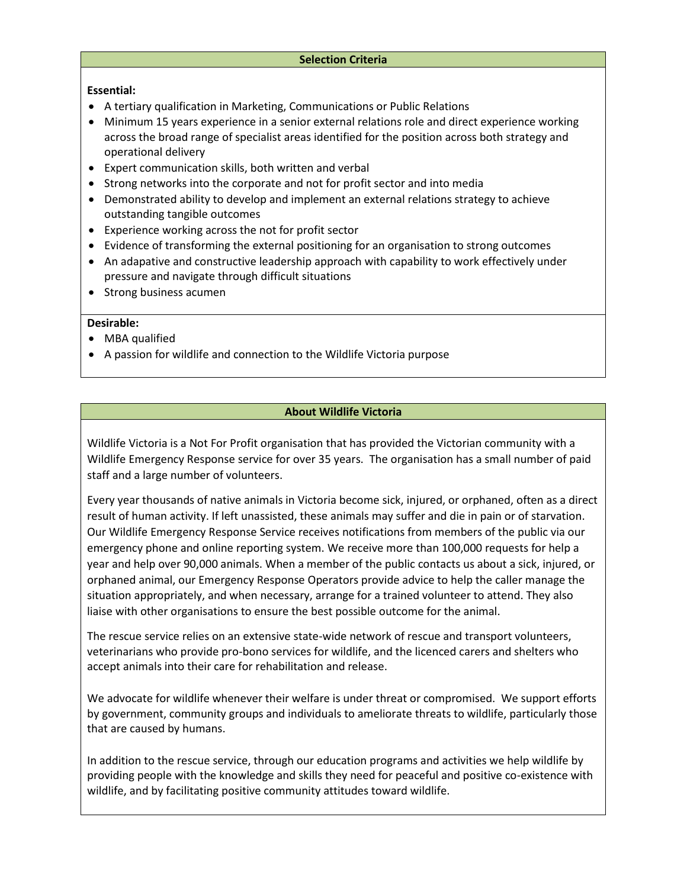## Selection Criteria

**Essential:**

- A tertiary qualification in Marketing, Communications or Public Relations
- Minimum 15 years experience in a senior external relations role and direct experience working across the broad range of specialist areas identified for the position across both strategy and operational delivery
- Expert communication skills, both written and verbal
- Strong networks into the corporate and not for profit sector and into media
- Demonstrated ability to develop and implement an external relations strategy to achieve outstanding tangible outcomes
- Experience working across the not for profit sector
- Evidence of transforming the external positioning for an organisation to strong outcomes
- An adapative and constructive leadership approach with capability to work effectively under pressure and navigate through difficult situations
- Strong business acumen

**Desirable:**

- MBA qualified
- A passion for wildlife and connection to the Wildlife Victoria purpose

## About Wildlife Victoria

Wildlife Victoria is a Not For Profit organisation that has provided the Victorian community with a Wildlife Emergency Response service for over 35 years. The organisation has a small number of paid staff and a large number of volunteers.

Every year thousands of native animals in Victoria become sick, injured, or orphaned, often as a direct result of human activity. If left unassisted, these animals may suffer and die in pain or of starvation. Our Wildlife Emergency Response Service receives notifications from members of the public via our emergency phone and online reporting system. We receive more than 100,000 requests for help a year and help over 90,000 animals. When a member of the public contacts us about a sick, injured, or orphaned animal, our Emergency Response Operators provide advice to help the caller manage the situation appropriately, and when necessary, arrange for a trained volunteer to attend. They also liaise with other organisations to ensure the best possible outcome for the animal.

The rescue service relies on an extensive state-wide network of rescue and transport volunteers, veterinarians who provide pro-bono services for wildlife, and the licenced carers and shelters who accept animals into their care for rehabilitation and release.

We advocate for wildlife whenever their welfare is under threat or compromised. We support efforts by government, community groups and individuals to ameliorate threats to wildlife, particularly those that are caused by humans.

In addition to the rescue service, through our education programs and activities we help wildlife by providing people with the knowledge and skills they need for peaceful and positive co-existence with wildlife, and by facilitating positive community attitudes toward wildlife.